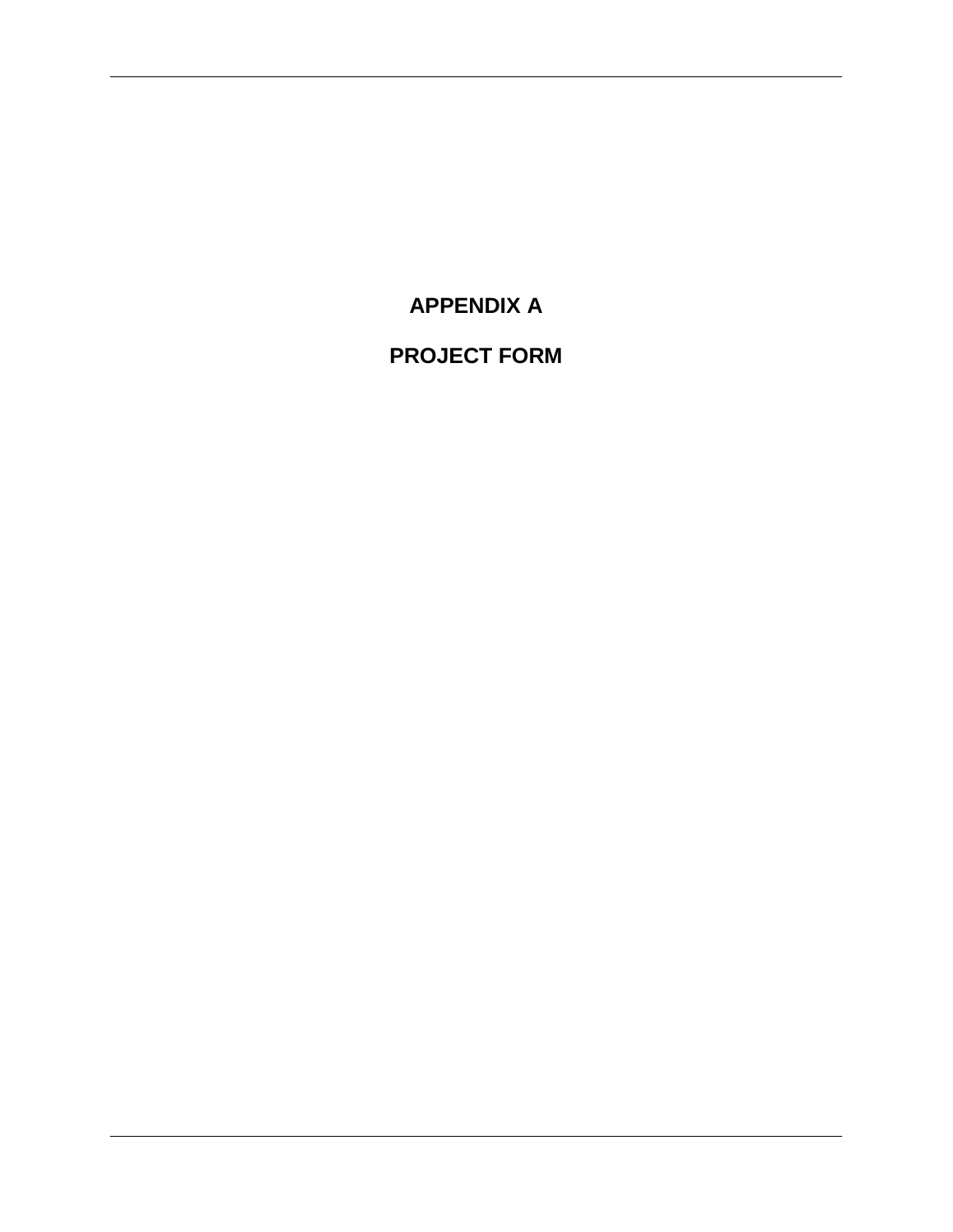# APPENDIX A

# PROJECT FORM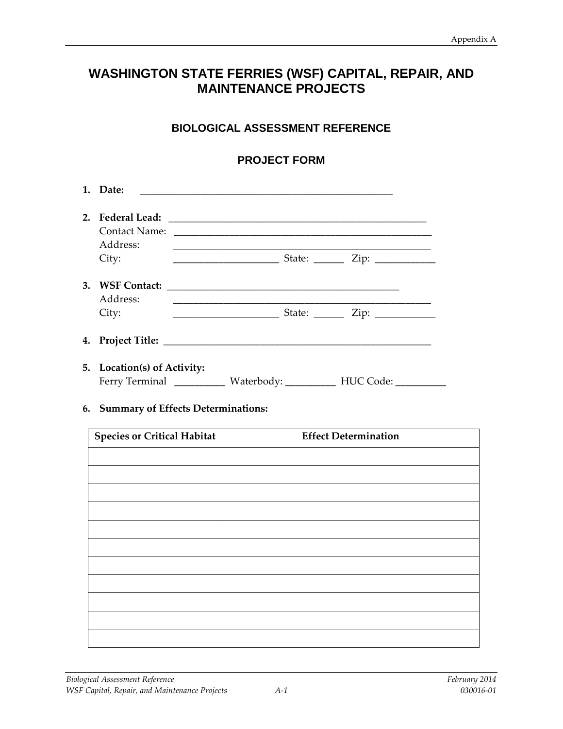# WASHINGTON STATE FERRIES (WSF) CAPITAL, REPAIR, AND MAINTENANCE PROJECTS

## BIOLOGICAL ASSESSMENT REFERENCE

### PROJECT FORM

1. **Date:** ___________________________________________________

2. **Federal Lead:** ___________________________________________________
   Contact Name: ___________________________________________________
   Address: ___________________________________________________
   City: ____________________ State: ______ Zip: ___________

3. **WSF Contact:** _____________________________________________
   Address: ___________________________________________________
   City: ____________________ State: ______ Zip: ___________

4. **Project Title:** ___________________________________________________

5. **Location(s) of Activity:**
   Ferry Terminal __________ Waterbody: __________ HUC Code: __________

6. **Summary of Effects Determinations:**

| Species or Critical Habitat | Effect Determination |
|---|---|
| | |
| | |
| | |
| | |
| | |
| | |
| | |
| | |
| | |
| | |
| | |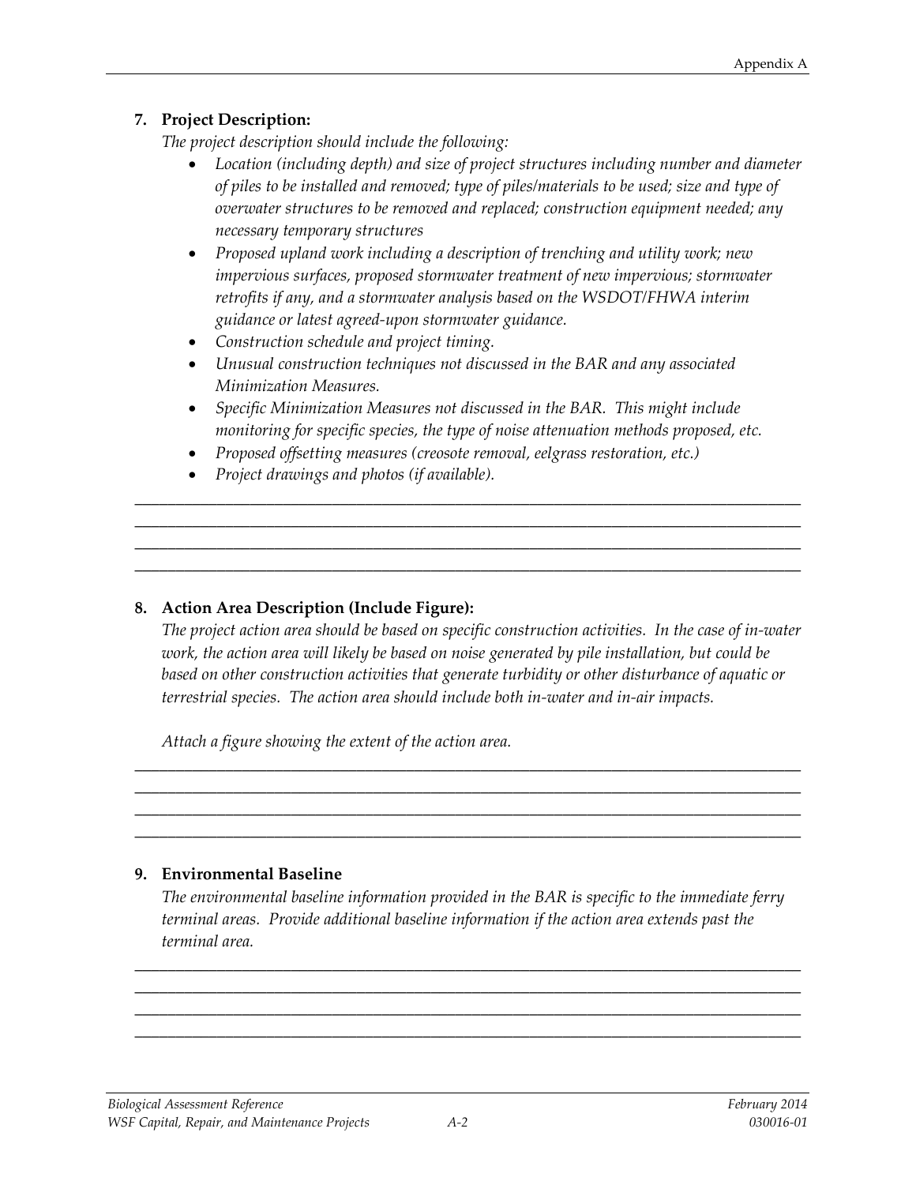7. **Project Description:**

   *The project description should include the following:*

   - *Location (including depth) and size of project structures including number and diameter of piles to be installed and removed; type of piles/materials to be used; size and type of overwater structures to be removed and replaced; construction equipment needed; any necessary temporary structures*
   - *Proposed upland work including a description of trenching and utility work; new impervious surfaces, proposed stormwater treatment of new impervious; stormwater retrofits if any, and a stormwater analysis based on the WSDOT/FHWA interim guidance or latest agreed-upon stormwater guidance.*
   - *Construction schedule and project timing.*
   - *Unusual construction techniques not discussed in the BAR and any associated Minimization Measures.*
   - *Specific Minimization Measures not discussed in the BAR. This might include monitoring for specific species, the type of noise attenuation methods proposed, etc.*
   - *Proposed offsetting measures (creosote removal, eelgrass restoration, etc.)*
   - *Project drawings and photos (if available).*

______________________________________________________________________________
______________________________________________________________________________
______________________________________________________________________________
______________________________________________________________________________

8. **Action Area Description (Include Figure):**

   *The project action area should be based on specific construction activities. In the case of in-water work, the action area will likely be based on noise generated by pile installation, but could be based on other construction activities that generate turbidity or other disturbance of aquatic or terrestrial species. The action area should include both in-water and in-air impacts.*

   *Attach a figure showing the extent of the action area.*

______________________________________________________________________________
______________________________________________________________________________
______________________________________________________________________________
______________________________________________________________________________

9. **Environmental Baseline**

   *The environmental baseline information provided in the BAR is specific to the immediate ferry terminal areas. Provide additional baseline information if the action area extends past the terminal area.*

______________________________________________________________________________
______________________________________________________________________________
______________________________________________________________________________
______________________________________________________________________________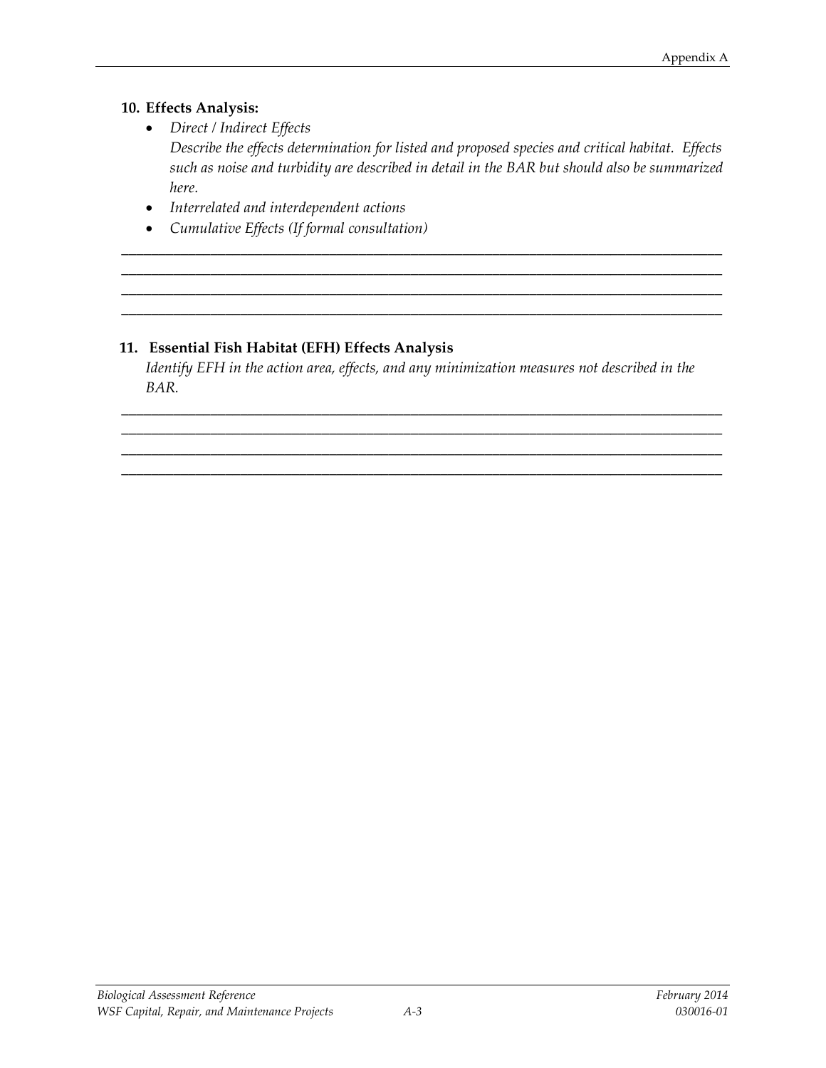**10. Effects Analysis:**

- *Direct / Indirect Effects*
  *Describe the effects determination for listed and proposed species and critical habitat. Effects such as noise and turbidity are described in detail in the BAR but should also be summarized here.*
- *Interrelated and interdependent actions*
- *Cumulative Effects (If formal consultation)*

\_\_\_\_\_\_\_\_\_\_\_\_\_\_\_\_\_\_\_\_\_\_\_\_\_\_\_\_\_\_\_\_\_\_\_\_\_\_\_\_\_\_\_\_\_\_\_\_\_\_\_\_\_\_\_\_\_\_\_\_\_\_\_\_\_\_\_\_\_\_\_\_\_\_\_\_\_\_

\_\_\_\_\_\_\_\_\_\_\_\_\_\_\_\_\_\_\_\_\_\_\_\_\_\_\_\_\_\_\_\_\_\_\_\_\_\_\_\_\_\_\_\_\_\_\_\_\_\_\_\_\_\_\_\_\_\_\_\_\_\_\_\_\_\_\_\_\_\_\_\_\_\_\_\_\_\_

\_\_\_\_\_\_\_\_\_\_\_\_\_\_\_\_\_\_\_\_\_\_\_\_\_\_\_\_\_\_\_\_\_\_\_\_\_\_\_\_\_\_\_\_\_\_\_\_\_\_\_\_\_\_\_\_\_\_\_\_\_\_\_\_\_\_\_\_\_\_\_\_\_\_\_\_\_\_

\_\_\_\_\_\_\_\_\_\_\_\_\_\_\_\_\_\_\_\_\_\_\_\_\_\_\_\_\_\_\_\_\_\_\_\_\_\_\_\_\_\_\_\_\_\_\_\_\_\_\_\_\_\_\_\_\_\_\_\_\_\_\_\_\_\_\_\_\_\_\_\_\_\_\_\_\_\_

**11. Essential Fish Habitat (EFH) Effects Analysis**

*Identify EFH in the action area, effects, and any minimization measures not described in the BAR.*

\_\_\_\_\_\_\_\_\_\_\_\_\_\_\_\_\_\_\_\_\_\_\_\_\_\_\_\_\_\_\_\_\_\_\_\_\_\_\_\_\_\_\_\_\_\_\_\_\_\_\_\_\_\_\_\_\_\_\_\_\_\_\_\_\_\_\_\_\_\_\_\_\_\_\_\_\_\_

\_\_\_\_\_\_\_\_\_\_\_\_\_\_\_\_\_\_\_\_\_\_\_\_\_\_\_\_\_\_\_\_\_\_\_\_\_\_\_\_\_\_\_\_\_\_\_\_\_\_\_\_\_\_\_\_\_\_\_\_\_\_\_\_\_\_\_\_\_\_\_\_\_\_\_\_\_\_

\_\_\_\_\_\_\_\_\_\_\_\_\_\_\_\_\_\_\_\_\_\_\_\_\_\_\_\_\_\_\_\_\_\_\_\_\_\_\_\_\_\_\_\_\_\_\_\_\_\_\_\_\_\_\_\_\_\_\_\_\_\_\_\_\_\_\_\_\_\_\_\_\_\_\_\_\_\_

\_\_\_\_\_\_\_\_\_\_\_\_\_\_\_\_\_\_\_\_\_\_\_\_\_\_\_\_\_\_\_\_\_\_\_\_\_\_\_\_\_\_\_\_\_\_\_\_\_\_\_\_\_\_\_\_\_\_\_\_\_\_\_\_\_\_\_\_\_\_\_\_\_\_\_\_\_\_